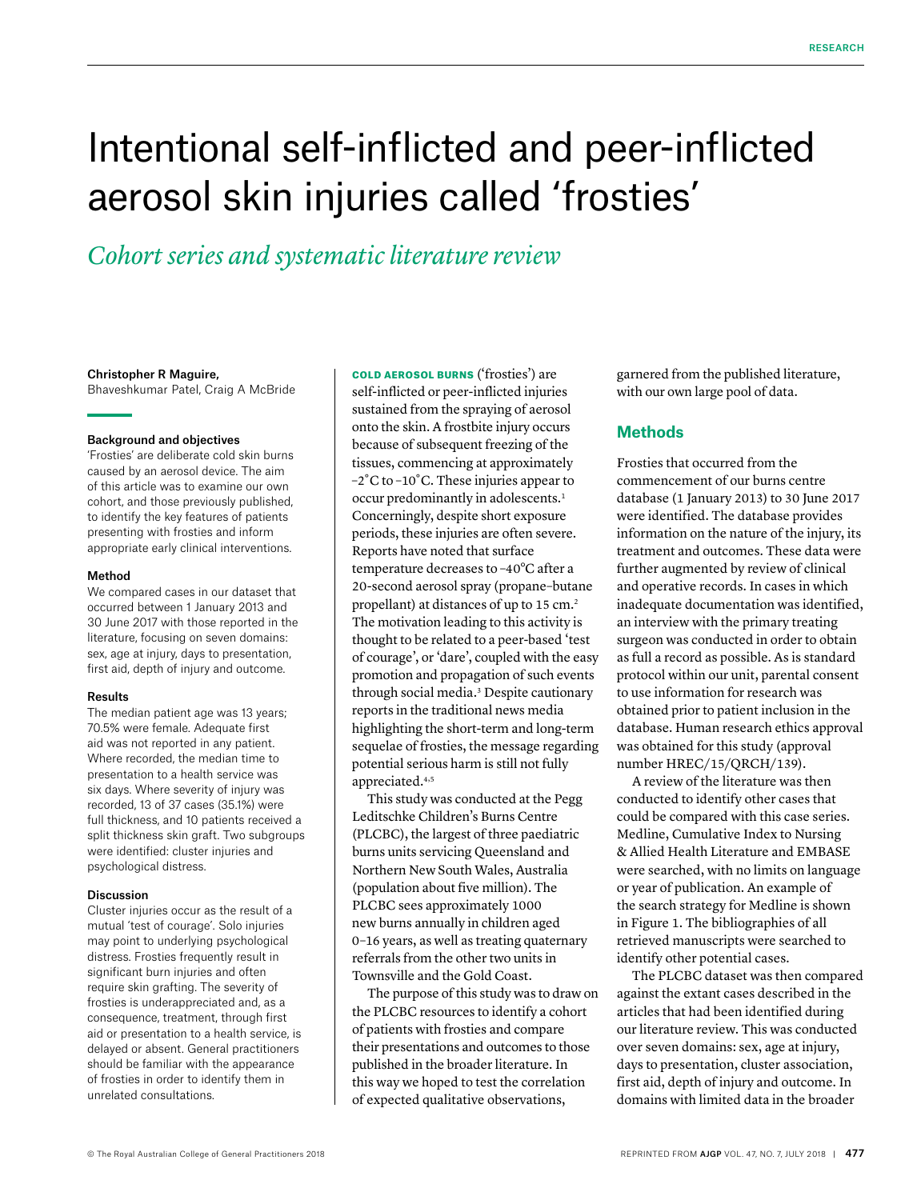# Intentional self-inflicted and peer-inflicted aerosol skin injuries called 'frosties'

## *Cohort series and systematic literature review*

**Christopher R Maguire,**
Bhaveshkumar Patel, Craig A McBride

### Background and objectives

'Frosties' are deliberate cold skin burns caused by an aerosol device. The aim of this article was to examine our own cohort, and those previously published, to identify the key features of patients presenting with frosties and inform appropriate early clinical interventions.

### Method

We compared cases in our dataset that occurred between 1 January 2013 and 30 June 2017 with those reported in the literature, focusing on seven domains: sex, age at injury, days to presentation, first aid, depth of injury and outcome.

### Results

The median patient age was 13 years; 70.5% were female. Adequate first aid was not reported in any patient. Where recorded, the median time to presentation to a health service was six days. Where severity of injury was recorded, 13 of 37 cases (35.1%) were full thickness, and 10 patients received a split thickness skin graft. Two subgroups were identified: cluster injuries and psychological distress.

### Discussion

Cluster injuries occur as the result of a mutual 'test of courage'. Solo injuries may point to underlying psychological distress. Frosties frequently result in significant burn injuries and often require skin grafting. The severity of frosties is underappreciated and, as a consequence, treatment, through first aid or presentation to a health service, is delayed or absent. General practitioners should be familiar with the appearance of frosties in order to identify them in unrelated consultations.

**COLD AEROSOL BURNS** ('frosties') are self-inflicted or peer-inflicted injuries sustained from the spraying of aerosol onto the skin. A frostbite injury occurs because of subsequent freezing of the tissues, commencing at approximately −2˚C to −10˚C. These injuries appear to occur predominantly in adolescents.[1] Concerningly, despite short exposure periods, these injuries are often severe. Reports have noted that surface temperature decreases to −40°C after a 20-second aerosol spray (propane–butane propellant) at distances of up to 15 cm.[2] The motivation leading to this activity is thought to be related to a peer-based 'test of courage', or 'dare', coupled with the easy promotion and propagation of such events through social media.[3] Despite cautionary reports in the traditional news media highlighting the short-term and long-term sequelae of frosties, the message regarding potential serious harm is still not fully appreciated.[4,5]

This study was conducted at the Pegg Leditschke Children's Burns Centre (PLCBC), the largest of three paediatric burns units servicing Queensland and Northern New South Wales, Australia (population about five million). The PLCBC sees approximately 1000 new burns annually in children aged 0–16 years, as well as treating quaternary referrals from the other two units in Townsville and the Gold Coast.

The purpose of this study was to draw on the PLCBC resources to identify a cohort of patients with frosties and compare their presentations and outcomes to those published in the broader literature. In this way we hoped to test the correlation of expected qualitative observations, garnered from the published literature, with our own large pool of data.

## Methods

Frosties that occurred from the commencement of our burns centre database (1 January 2013) to 30 June 2017 were identified. The database provides information on the nature of the injury, its treatment and outcomes. These data were further augmented by review of clinical and operative records. In cases in which inadequate documentation was identified, an interview with the primary treating surgeon was conducted in order to obtain as full a record as possible. As is standard protocol within our unit, parental consent to use information for research was obtained prior to patient inclusion in the database. Human research ethics approval was obtained for this study (approval number HREC/15/QRCH/139).

A review of the literature was then conducted to identify other cases that could be compared with this case series. Medline, Cumulative Index to Nursing & Allied Health Literature and EMBASE were searched, with no limits on language or year of publication. An example of the search strategy for Medline is shown in Figure 1. The bibliographies of all retrieved manuscripts were searched to identify other potential cases.

The PLCBC dataset was then compared against the extant cases described in the articles that had been identified during our literature review. This was conducted over seven domains: sex, age at injury, days to presentation, cluster association, first aid, depth of injury and outcome. In domains with limited data in the broader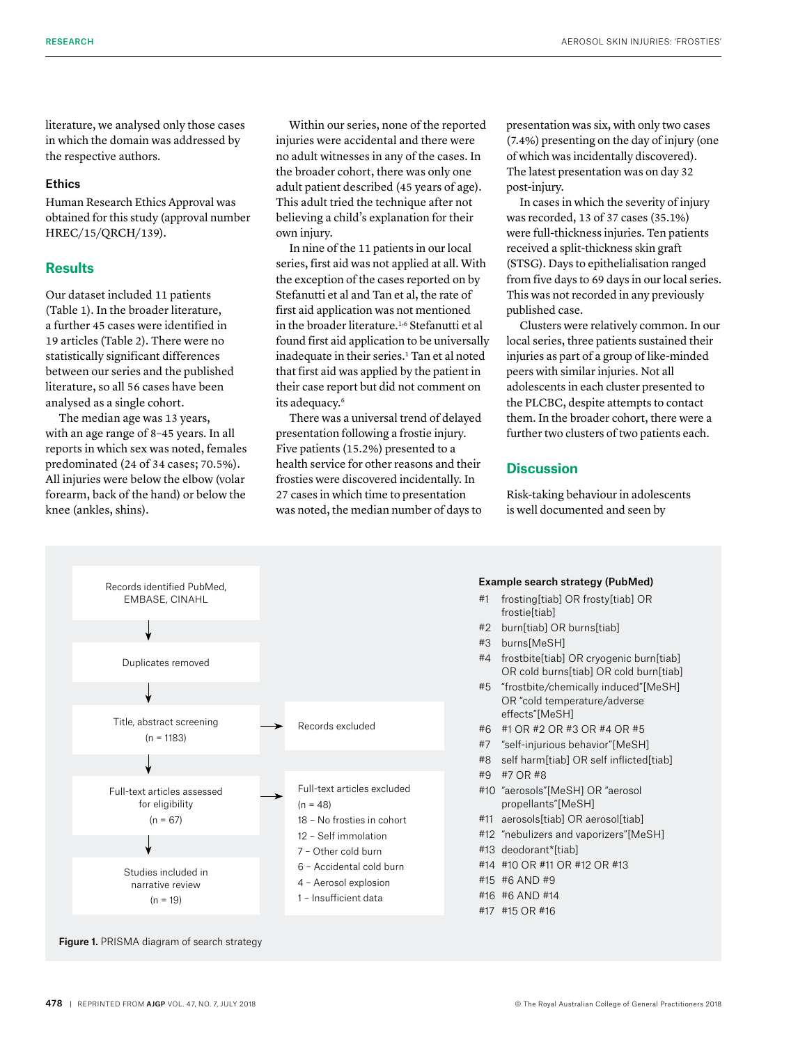literature, we analysed only those cases in which the domain was addressed by the respective authors.

### Ethics

Human Research Ethics Approval was obtained for this study (approval number HREC/15/QRCH/139).

## Results

Our dataset included 11 patients (Table 1). In the broader literature, a further 45 cases were identified in 19 articles (Table 2). There were no statistically significant differences between our series and the published literature, so all 56 cases have been analysed as a single cohort.

The median age was 13 years, with an age range of 8–45 years. In all reports in which sex was noted, females predominated (24 of 34 cases; 70.5%). All injuries were below the elbow (volar forearm, back of the hand) or below the knee (ankles, shins).

Within our series, none of the reported injuries were accidental and there were no adult witnesses in any of the cases. In the broader cohort, there was only one adult patient described (45 years of age). This adult tried the technique after not believing a child's explanation for their own injury.

In nine of the 11 patients in our local series, first aid was not applied at all. With the exception of the cases reported on by Stefanutti et al and Tan et al, the rate of first aid application was not mentioned in the broader literature.[1,6] Stefanutti et al found first aid application to be universally inadequate in their series.[1] Tan et al noted that first aid was applied by the patient in their case report but did not comment on its adequacy.[6]

There was a universal trend of delayed presentation following a frostie injury. Five patients (15.2%) presented to a health service for other reasons and their frosties were discovered incidentally. In 27 cases in which time to presentation was noted, the median number of days to presentation was six, with only two cases (7.4%) presenting on the day of injury (one of which was incidentally discovered). The latest presentation was on day 32 post-injury.

In cases in which the severity of injury was recorded, 13 of 37 cases (35.1%) were full-thickness injuries. Ten patients received a split-thickness skin graft (STSG). Days to epithelialisation ranged from five days to 69 days in our local series. This was not recorded in any previously published case.

Clusters were relatively common. In our local series, three patients sustained their injuries as part of a group of like-minded peers with similar injuries. Not all adolescents in each cluster presented to the PLCBC, despite attempts to contact them. In the broader cohort, there were a further two clusters of two patients each.

## Discussion

Risk-taking behaviour in adolescents is well documented and seen by

Records identified PubMed, EMBASE, CINAHL
↓
Duplicates removed
↓
Title, abstract screening (n = 1183) → Records excluded
↓
Full-text articles assessed for eligibility (n = 67) → Full-text articles excluded (n = 48)
- 18 – No frosties in cohort
- 12 – Self immolation
- 7 – Other cold burn
- 6 – Accidental cold burn
- 4 – Aerosol explosion
- 1 – Insufficient data

↓
Studies included in narrative review (n = 19)

**Example search strategy (PubMed)**

- #1 frosting[tiab] OR frosty[tiab] OR frostie[tiab]
- #2 burn[tiab] OR burns[tiab]
- #3 burns[MeSH]
- #4 frostbite[tiab] OR cryogenic burn[tiab] OR cold burns[tiab] OR cold burn[tiab]
- #5 "frostbite/chemically induced"[MeSH] OR "cold temperature/adverse effects"[MeSH]
- #6 #1 OR #2 OR #3 OR #4 OR #5
- #7 "self-injurious behavior"[MeSH]
- #8 self harm[tiab] OR self inflicted[tiab]
- #9 #7 OR #8
- #10 "aerosols"[MeSH] OR "aerosol propellants"[MeSH]
- #11 aerosols[tiab] OR aerosol[tiab]
- #12 "nebulizers and vaporizers"[MeSH]
- #13 deodorant*[tiab]
- #14 #10 OR #11 OR #12 OR #13
- #15 #6 AND #9
- #16 #6 AND #14
- #17 #15 OR #16

**Figure 1.** PRISMA diagram of search strategy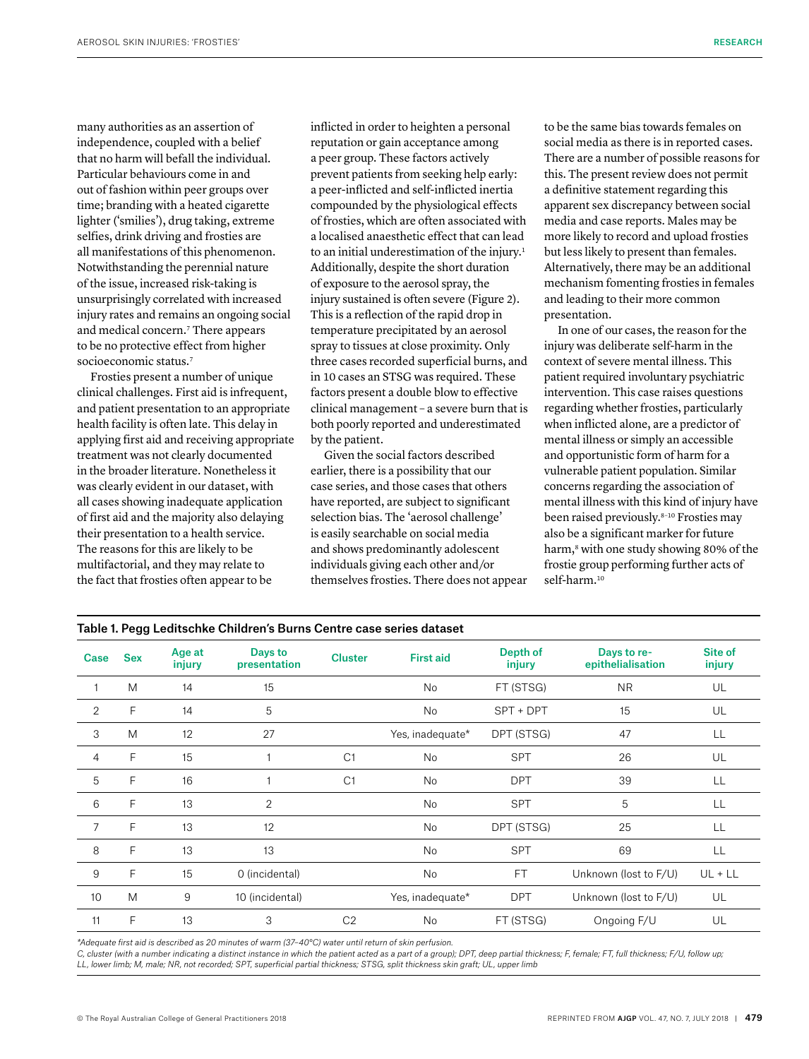many authorities as an assertion of independence, coupled with a belief that no harm will befall the individual. Particular behaviours come in and out of fashion within peer groups over time; branding with a heated cigarette lighter ('smilies'), drug taking, extreme selfies, drink driving and frosties are all manifestations of this phenomenon. Notwithstanding the perennial nature of the issue, increased risk-taking is unsurprisingly correlated with increased injury rates and remains an ongoing social and medical concern.[7] There appears to be no protective effect from higher socioeconomic status.[7]

Frosties present a number of unique clinical challenges. First aid is infrequent, and patient presentation to an appropriate health facility is often late. This delay in applying first aid and receiving appropriate treatment was not clearly documented in the broader literature. Nonetheless it was clearly evident in our dataset, with all cases showing inadequate application of first aid and the majority also delaying their presentation to a health service. The reasons for this are likely to be multifactorial, and they may relate to the fact that frosties often appear to be inflicted in order to heighten a personal reputation or gain acceptance among a peer group. These factors actively prevent patients from seeking help early: a peer-inflicted and self-inflicted inertia compounded by the physiological effects of frosties, which are often associated with a localised anaesthetic effect that can lead to an initial underestimation of the injury.[1] Additionally, despite the short duration of exposure to the aerosol spray, the injury sustained is often severe (Figure 2). This is a reflection of the rapid drop in temperature precipitated by an aerosol spray to tissues at close proximity. Only three cases recorded superficial burns, and in 10 cases an STSG was required. These factors present a double blow to effective clinical management – a severe burn that is both poorly reported and underestimated by the patient.

Given the social factors described earlier, there is a possibility that our case series, and those cases that others have reported, are subject to significant selection bias. The 'aerosol challenge' is easily searchable on social media and shows predominantly adolescent individuals giving each other and/or themselves frosties. There does not appear to be the same bias towards females on social media as there is in reported cases. There are a number of possible reasons for this. The present review does not permit a definitive statement regarding this apparent sex discrepancy between social media and case reports. Males may be more likely to record and upload frosties but less likely to present than females. Alternatively, there may be an additional mechanism fomenting frosties in females and leading to their more common presentation.

In one of our cases, the reason for the injury was deliberate self-harm in the context of severe mental illness. This patient required involuntary psychiatric intervention. This case raises questions regarding whether frosties, particularly when inflicted alone, are a predictor of mental illness or simply an accessible and opportunistic form of harm for a vulnerable patient population. Similar concerns regarding the association of mental illness with this kind of injury have been raised previously.[8–10] Frosties may also be a significant marker for future harm,[8] with one study showing 80% of the frostie group performing further acts of self-harm.[10]

**Table 1. Pegg Leditschke Children's Burns Centre case series dataset**

| Case | Sex | Age at injury | Days to presentation | Cluster | First aid | Depth of injury | Days to re-epithelialisation | Site of injury |
|---|---|---|---|---|---|---|---|---|
| 1 | M | 14 | 15 | | No | FT (STSG) | NR | UL |
| 2 | F | 14 | 5 | | No | SPT + DPT | 15 | UL |
| 3 | M | 12 | 27 | | Yes, inadequate* | DPT (STSG) | 47 | LL |
| 4 | F | 15 | 1 | C1 | No | SPT | 26 | UL |
| 5 | F | 16 | 1 | C1 | No | DPT | 39 | LL |
| 6 | F | 13 | 2 | | No | SPT | 5 | LL |
| 7 | F | 13 | 12 | | No | DPT (STSG) | 25 | LL |
| 8 | F | 13 | 13 | | No | SPT | 69 | LL |
| 9 | F | 15 | 0 (incidental) | | No | FT | Unknown (lost to F/U) | UL + LL |
| 10 | M | 9 | 10 (incidental) | | Yes, inadequate* | DPT | Unknown (lost to F/U) | UL |
| 11 | F | 13 | 3 | C2 | No | FT (STSG) | Ongoing F/U | UL |

*Adequate first aid is described as 20 minutes of warm (37–40°C) water until return of skin perfusion.

C, cluster (with a number indicating a distinct instance in which the patient acted as a part of a group); DPT, deep partial thickness; F, female; FT, full thickness; F/U, follow up; LL, lower limb; M, male; NR, not recorded; SPT, superficial partial thickness; STSG, split thickness skin graft; UL, upper limb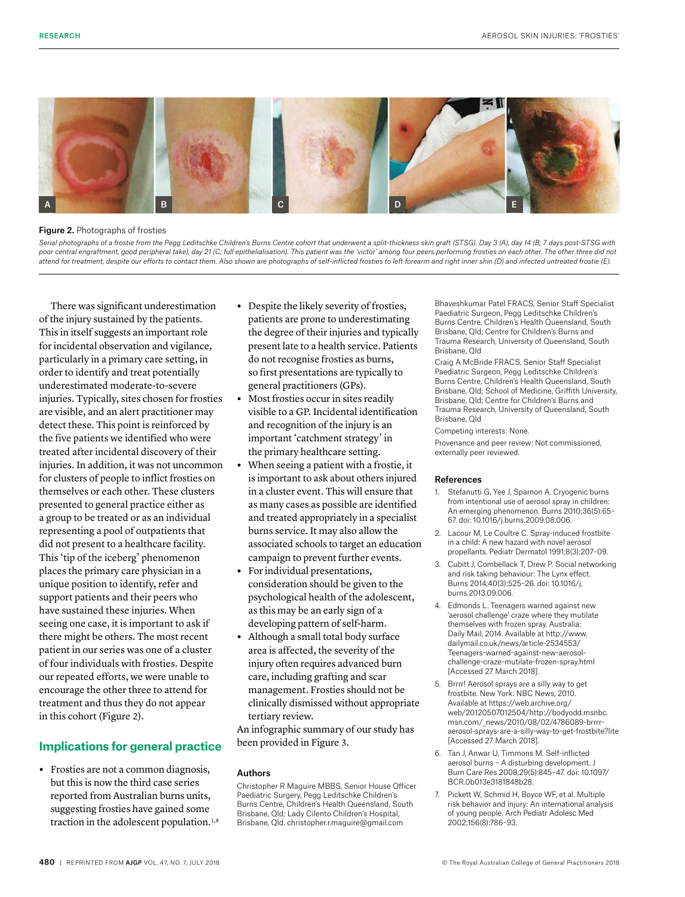**Figure 2.** Photographs of frosties

*Serial photographs of a frostie from the Pegg Leditschke Children's Burns Centre cohort that underwent a split-thickness skin graft (STSG). Day 3 (A), day 14 (B; 7 days post-STSG with poor central engraftment, good peripheral take), day 21 (C; full epithelialisation). This patient was the 'victor' among four peers performing frosties on each other. The other three did not attend for treatment, despite our efforts to contact them. Also shown are photographs of self-inflicted frosties to left forearm and right inner shin (D) and infected untreated frostie (E).*

There was significant underestimation of the injury sustained by the patients. This in itself suggests an important role for incidental observation and vigilance, particularly in a primary care setting, in order to identify and treat potentially underestimated moderate-to-severe injuries. Typically, sites chosen for frosties are visible, and an alert practitioner may detect these. This point is reinforced by the five patients we identified who were treated after incidental discovery of their injuries. In addition, it was not uncommon for clusters of people to inflict frosties on themselves or each other. These clusters presented to general practice either as a group to be treated or as an individual representing a pool of outpatients that did not present to a healthcare facility. This 'tip of the iceberg' phenomenon places the primary care physician in a unique position to identify, refer and support patients and their peers who have sustained these injuries. When seeing one case, it is important to ask if there might be others. The most recent patient in our series was one of a cluster of four individuals with frosties. Despite our repeated efforts, we were unable to encourage the other three to attend for treatment and thus they do not appear in this cohort (Figure 2).

## Implications for general practice

- Frosties are not a common diagnosis, but this is now the third case series reported from Australian burns units, suggesting frosties have gained some traction in the adolescent population.[1,8]
- Despite the likely severity of frosties, patients are prone to underestimating the degree of their injuries and typically present late to a health service. Patients do not recognise frosties as burns, so first presentations are typically to general practitioners (GPs).
- Most frosties occur in sites readily visible to a GP. Incidental identification and recognition of the injury is an important 'catchment strategy' in the primary healthcare setting.
- When seeing a patient with a frostie, it is important to ask about others injured in a cluster event. This will ensure that as many cases as possible are identified and treated appropriately in a specialist burns service. It may also allow the associated schools to target an education campaign to prevent further events.
- For individual presentations, consideration should be given to the psychological health of the adolescent, as this may be an early sign of a developing pattern of self-harm.
- Although a small total body surface area is affected, the severity of the injury often requires advanced burn care, including grafting and scar management. Frosties should not be clinically dismissed without appropriate tertiary review.

An infographic summary of our study has been provided in Figure 3.

### Authors

Christopher R Maguire MBBS, Senior House Officer Paediatric Surgery, Pegg Leditschke Children's Burns Centre, Children's Health Queensland, South Brisbane, Qld; Lady Cilento Children's Hospital, Brisbane, Qld. christopher.r.maguire@gmail.com

Bhaveshkumar Patel FRACS, Senior Staff Specialist Paediatric Surgeon, Pegg Leditschke Children's Burns Centre, Children's Health Queensland, South Brisbane, Qld; Centre for Children's Burns and Trauma Research, University of Queensland, South Brisbane, Qld

Craig A McBride FRACS, Senior Staff Specialist Paediatric Surgeon, Pegg Leditschke Children's Burns Centre, Children's Health Queensland, South Brisbane, Qld; School of Medicine, Griffith University, Brisbane, Qld; Centre for Children's Burns and Trauma Research, University of Queensland, South Brisbane, Qld

Competing interests: None.

Provenance and peer review: Not commissioned, externally peer reviewed.

### References

1. Stefanutti G, Yee J, Sparnon A. Cryogenic burns from intentional use of aerosol spray in children: An emerging phenomenon. Burns 2010;36(5):65–67. doi: 10.1016/j.burns.2009.08.006.
2. Lacour M, Le Coultre C. Spray-induced frostbite in a child: A new hazard with novel aerosol propellants. Pediatr Dermatol 1991;8(3):207–09.
3. Cubitt J, Combellack T, Drew P. Social networking and risk taking behaviour: The Lynx effect. Burns 2014;40(3):525–26. doi: 10.1016/j.burns.2013.09.006.
4. Edmonds L. Teenagers warned against new 'aerosol challenge' craze where they mutilate themselves with frozen spray. Australia: Daily Mail, 2014. Available at http://www.dailymail.co.uk/news/article-2534553/Teenagers-warned-against-new-aerosol-challenge-craze-mutilate-frozen-spray.html [Accessed 27 March 2018].
5. Brrrr! Aerosol sprays are a silly way to get frostbite. New York: NBC News, 2010. Available at https://web.archive.org/web/20120507012504/http://bodyodd.msnbc.msn.com/_news/2010/08/02/4786089-brrrr-aerosol-sprays-are-a-silly-way-to-get-frostbite?lite [Accessed 27 March 2018].
6. Tan J, Anwar U, Timmons M. Self-inflicted aerosol burns – A disturbing development. J Burn Care Res 2008;29(5):845–47. doi: 10.1097/BCR.0b013e3181848b28.
7. Pickett W, Schmid H, Boyce WF, et al. Multiple risk behavior and injury: An international analysis of young people. Arch Pediatr Adolesc Med 2002;156(8):786–93.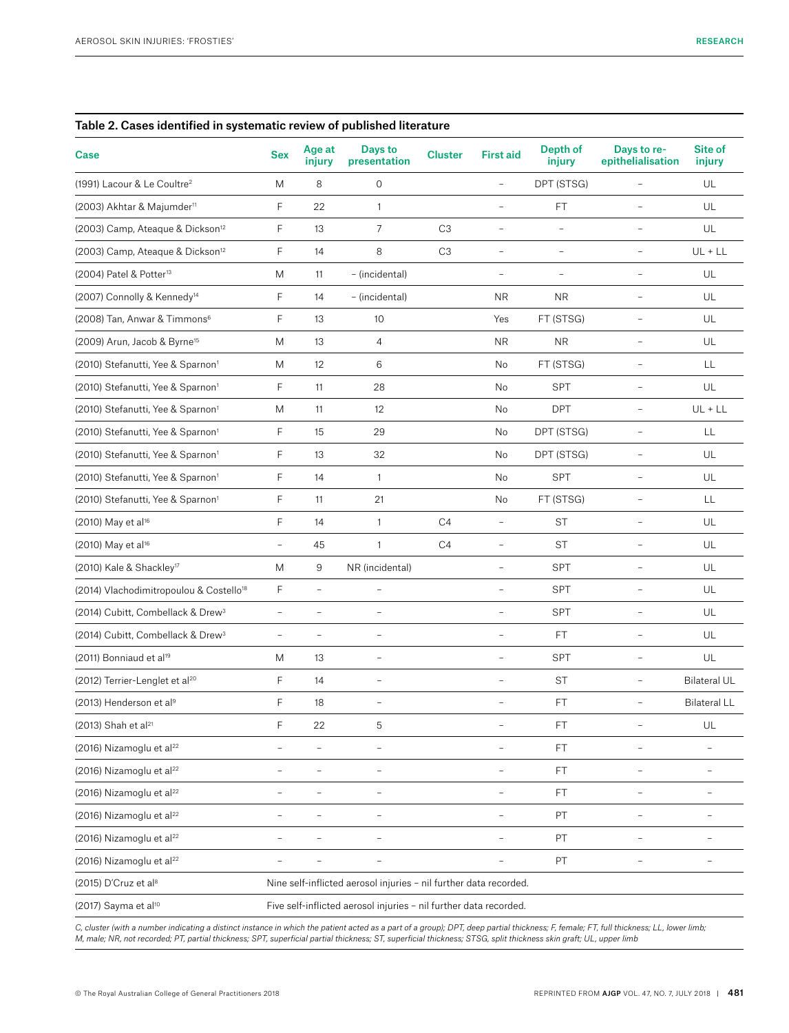**Table 2. Cases identified in systematic review of published literature**

| Case | Sex | Age at injury | Days to presentation | Cluster | First aid | Depth of injury | Days to re-epithelialisation | Site of injury |
|---|---|---|---|---|---|---|---|---|
| (1991) Lacour & Le Coultre[2] | M | 8 | 0 | | – | DPT (STSG) | – | UL |
| (2003) Akhtar & Majumder[11] | F | 22 | 1 | | – | FT | – | UL |
| (2003) Camp, Ateaque & Dickson[12] | F | 13 | 7 | C3 | – | – | – | UL |
| (2003) Camp, Ateaque & Dickson[12] | F | 14 | 8 | C3 | – | – | – | UL + LL |
| (2004) Patel & Potter[13] | M | 11 | – (incidental) | | – | – | – | UL |
| (2007) Connolly & Kennedy[14] | F | 14 | – (incidental) | | NR | NR | – | UL |
| (2008) Tan, Anwar & Timmons[6] | F | 13 | 10 | | Yes | FT (STSG) | – | UL |
| (2009) Arun, Jacob & Byrne[15] | M | 13 | 4 | | NR | NR | – | UL |
| (2010) Stefanutti, Yee & Sparnon[1] | M | 12 | 6 | | No | FT (STSG) | – | LL |
| (2010) Stefanutti, Yee & Sparnon[1] | F | 11 | 28 | | No | SPT | – | UL |
| (2010) Stefanutti, Yee & Sparnon[1] | M | 11 | 12 | | No | DPT | – | UL + LL |
| (2010) Stefanutti, Yee & Sparnon[1] | F | 15 | 29 | | No | DPT (STSG) | – | LL |
| (2010) Stefanutti, Yee & Sparnon[1] | F | 13 | 32 | | No | DPT (STSG) | – | UL |
| (2010) Stefanutti, Yee & Sparnon[1] | F | 14 | 1 | | No | SPT | – | UL |
| (2010) Stefanutti, Yee & Sparnon[1] | F | 11 | 21 | | No | FT (STSG) | – | LL |
| (2010) May et al[16] | F | 14 | 1 | C4 | – | ST | – | UL |
| (2010) May et al[16] | – | 45 | 1 | C4 | – | ST | – | UL |
| (2010) Kale & Shackley[17] | M | 9 | NR (incidental) | | – | SPT | – | UL |
| (2014) Vlachodimitropoulou & Costello[18] | F | – | – | | – | SPT | – | UL |
| (2014) Cubitt, Combellack & Drew[3] | – | – | – | | – | SPT | – | UL |
| (2014) Cubitt, Combellack & Drew[3] | – | – | – | | – | FT | – | UL |
| (2011) Bonniaud et al[19] | M | 13 | – | | – | SPT | – | UL |
| (2012) Terrier-Lenglet et al[20] | F | 14 | – | | – | ST | – | Bilateral UL |
| (2013) Henderson et al[9] | F | 18 | – | | – | FT | – | Bilateral LL |
| (2013) Shah et al[21] | F | 22 | 5 | | – | FT | – | UL |
| (2016) Nizamoglu et al[22] | – | – | – | | – | FT | – | – |
| (2016) Nizamoglu et al[22] | – | – | – | | – | FT | – | – |
| (2016) Nizamoglu et al[22] | – | – | – | | – | FT | – | – |
| (2016) Nizamoglu et al[22] | – | – | – | | – | PT | – | – |
| (2016) Nizamoglu et al[22] | – | – | – | | – | PT | – | – |
| (2016) Nizamoglu et al[22] | – | – | – | | – | PT | – | – |
| (2015) D'Cruz et al[8] | Nine self-inflicted aerosol injuries – nil further data recorded. | | | | | | | |
| (2017) Sayma et al[10] | Five self-inflicted aerosol injuries – nil further data recorded. | | | | | | | |

*C, cluster (with a number indicating a distinct instance in which the patient acted as a part of a group); DPT, deep partial thickness; F, female; FT, full thickness; LL, lower limb; M, male; NR, not recorded; PT, partial thickness; SPT, superficial partial thickness; ST, superficial thickness; STSG, split thickness skin graft; UL, upper limb*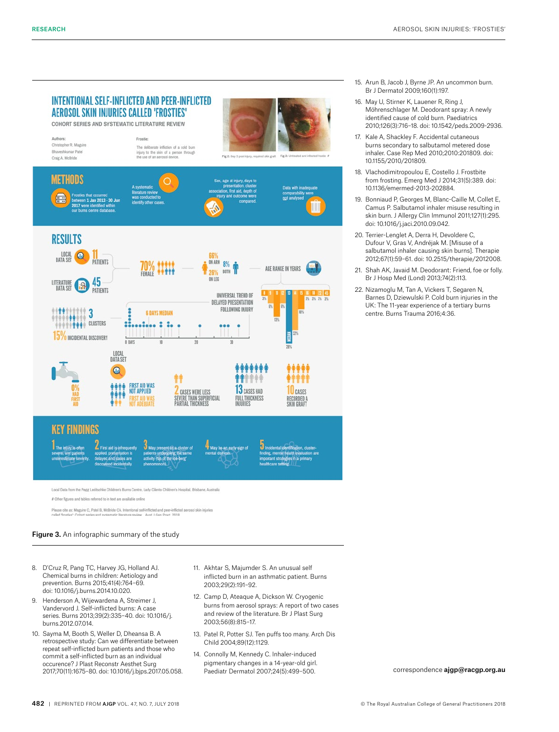INTENTIONAL SELF-INFLICTED AND PEER-INFLICTED AEROSOL SKIN INJURIES CALLED 'FROSTIES'

COHORT SERIES AND SYSTEMATIC LITERATURE REVIEW

Authors:
Christopher R. Maguire
Bhaveshkunar Patel
Craig A. McBride

Frostie:
The deliberate infliction of a cold burn injury to the skin of a person through the use of an aerosol device.

Fig 2: Day 3 post injury, required skin graft   Fig 3: Untreated and infected frostie #

METHODS

Frosties that occurred between 1 Jan 2013 - 30 Jun 2017 were identified within our burns centre database.

A systematic literature review was conducted to identify other cases.

Sex, age at injury, days to presentation, cluster association, first aid, depth of injury and outcome were compared.

Data with inadequate comparability were not analysed

RESULTS

LOCAL DATA SET 11 PATIENTS

LITERATURE DATA SET 45 PATIENTS

70% FEMALE

66% ON ARM
26% ON LEG
8% BOTH

AGE RANGE IN YEARS

8 9 11 12 13 14 15 16 18 22 45
3% 6% 6% 13% MEDIAN 28% 22% 10% 3% 3% 3% 3%

3 CLUSTERS

15% INCIDENTAL DISCOVERY

UNIVERSAL TREND OF DELAYED PRESENTATION FOLLOWING INJURY

6 DAYS MEDIAN

0 DAYS 10 20 30

LOCAL DATA SET

0% HAD FIRST AID

FIRST AID WAS NOT APPLIED
FIRST AID WAS NOT ADEQUATE

2 CASES WERE LESS SEVERE THAN SUPERFICIAL PARTIAL THICKNESS

13 CASES HAD FULL THICKNESS INJURIES

10 CASES RECORDED A SKIN GRAFT

KEY FINDINGS

1 The injury is often severe, and patients underestimate severity.

2 First aid is infrequently applied, presentation is delayed and cases are discovered incidentally.

3 May present as a cluster of patients undergoing the same activity (tip of the ice-berg' phenomenon).

4 May be an early sign of mental distress.

5 Incidental identification, cluster-finding, mental health evaluation are important strategies in a primary healthcare setting.

Local Data from the Pegg Leditschke Children's Burns Centre, Lady Cilento Children's Hospital, Brisbane, Australia

# Other figures and tables referred to in text are available online

Please cite as: Maguire C, Patel B, McBride CA. Intentional self-inflicted and peer-inflicted aerosol skin injuries called 'frosties': Cohort series and systematic literature review. Aust J Gen Pract 2018

**Figure 3.** An infographic summary of the study

8. D'Cruz R, Pang TC, Harvey JG, Holland AJ. Chemical burns in children: Aetiology and prevention. Burns 2015;41(4):764–69. doi: 10.1016/j.burns.2014.10.020.
9. Henderson A, Wijewardena A, Streimer J, Vandervord J. Self-inflicted burns: A case series. Burns 2013;39(2):335–40. doi: 10.1016/j.burns.2012.07.014.
10. Sayma M, Booth S, Weller D, Dheansa B. A retrospective study: Can we differentiate between repeat self-inflicted burn patients and those who commit a self-inflicted burn as an individual occurence? J Plast Reconstr Aesthet Surg 2017;70(11):1675–80. doi: 10.1016/j.bjps.2017.05.058.
11. Akhtar S, Majumder S. An unusual self inflicted burn in an asthmatic patient. Burns 2003;29(2):191–92.
12. Camp D, Ateaque A, Dickson W. Cryogenic burns from aerosol sprays: A report of two cases and review of the literature. Br J Plast Surg 2003;56(8):815–17.
13. Patel R, Potter SJ. Ten puffs too many. Arch Dis Child 2004;89(12):1129.
14. Connolly M, Kennedy C. Inhaler-induced pigmentary changes in a 14-year-old girl. Paediatr Dermatol 2007;24(5):499–500.
15. Arun B, Jacob J, Byrne JP. An uncommon burn. Br J Dermatol 2009;160(1):197.
16. May U, Stirner K, Lauener R, Ring J, Möhrenschlager M. Deodorant spray: A newly identified cause of cold burn. Paediatrics 2010;126(3):716–18. doi: 10.1542/peds.2009-2936.
17. Kale A, Shackley F. Accidental cutaneous burns secondary to salbutamol metered dose inhaler. Case Rep Med 2010;2010:201809. doi: 10.1155/2010/201809.
18. Vlachodimitropoulou E, Costello J. Frostbite from frosting. Emerg Med J 2014;31(5):389. doi: 10.1136/emermed-2013-202884.
19. Bonniaud P, Georges M, Blanc-Caille M, Collet E, Camus P. Salbutamol inhaler misuse resulting in skin burn. J Allergy Clin Immunol 2011;127(1):295. doi: 10.1016/j.jaci.2010.09.042.
20. Terrier-Lenglet A, Derra H, Devoldere C, Dufour V, Gras V, Andréjak M. [Misuse of a salbutamol inhaler causing skin burns]. Therapie 2012;67(1):59–61. doi: 10.2515/therapie/2012008.
21. Shah AK, Javaid M. Deodorant: Friend, foe or folly. Br J Hosp Med (Lond) 2013;74(2):113.
22. Nizamoglu M, Tan A, Vickers T, Segaren N, Barnes D, Dziewulski P. Cold burn injuries in the UK: The 11-year experience of a tertiary burns centre. Burns Trauma 2016;4:36.

correspondence **ajgp@racgp.org.au**